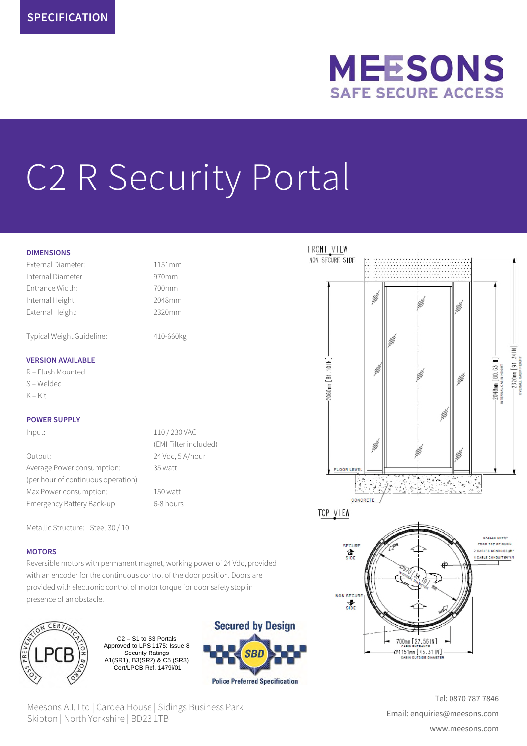SPECIFICATION

MEESONS
SAFE SECURE ACCESS

# C2 R Security Portal

## DIMENSIONS

| | |
|---|---|
| External Diameter: | 1151mm |
| Internal Diameter: | 970mm |
| Entrance Width: | 700mm |
| Internal Height: | 2048mm |
| External Height: | 2320mm |
| Typical Weight Guideline: | 410-660kg |

## VERSION AVAILABLE

R – Flush Mounted
S – Welded
K – Kit

## POWER SUPPLY

| | |
|---|---|
| Input: | 110 / 230 VAC (EMI Filter included) |
| Output: | 24 Vdc, 5 A/hour |
| Average Power consumption: (per hour of continuous operation) | 35 watt |
| Max Power consumption: | 150 watt |
| Emergency Battery Back-up: | 6-8 hours |

Metallic Structure: Steel 30 / 10

## MOTORS

Reversible motors with permanent magnet, working power of 24 Vdc, provided with an encoder for the continuous control of the door position. Doors are provided with electronic control of motor torque for door safety stop in presence of an obstacle.

LPCB – Loss Prevention Certification Board

C2 – S1 to S3 Portals Approved to LPS 1175: Issue 8 Security Ratings A1(SR1), B3(SR2) & C5 (SR3) Cert/LPCB Ref. 1479i/01

Secured by Design – SBD – Police Preferred Specification

FRONT VIEW
NON SECURE SIDE
2060mm [81.10IN]
2048mm [80.63IN] INTERNAL CABIN HEIGHT
2320mm [91.34IN] OVERALL CABIN HEIGHT
FLOOR LEVEL
CONCRETE

TOP VIEW
SECURE SIDE
NON SECURE SIDE
Ø970 [38.19] INTERNAL DIAMETER
CABLES ENTRY FROM TOP OF CABIN
2 CABLES CONDUITS Ø1"
1 CABLE CONDUIT Ø1"1/4
700mm [27.56IN] CABIN ENTRANCE
Ø1151mm [45.31IN] CABIN OUTSIDE DIAMETER

Meesons A.I. Ltd | Cardea House | Sidings Business Park
Skipton | North Yorkshire | BD23 1TB

Tel: 0870 787 7846
Email: enquiries@meesons.com
www.meesons.com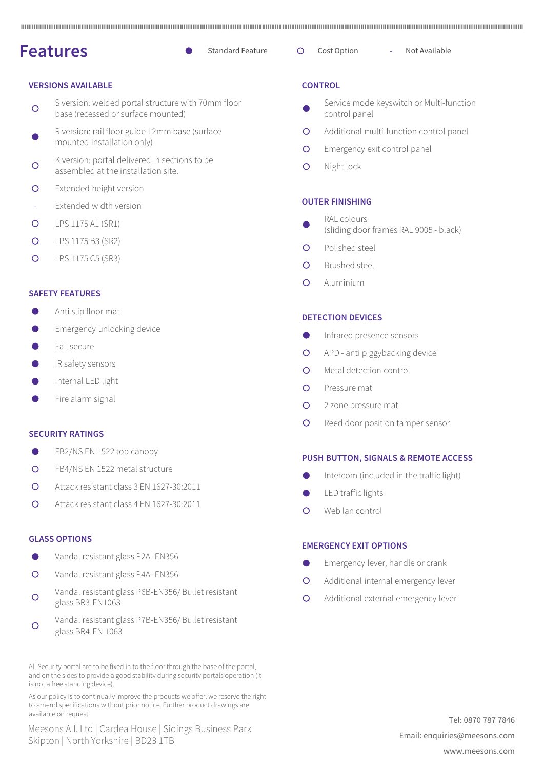# Features

● Standard Feature ○ Cost Option - Not Available

## VERSIONS AVAILABLE

- ○ S version: welded portal structure with 70mm floor base (recessed or surface mounted)
- ● R version: rail floor guide 12mm base (surface mounted installation only)
- ○ K version: portal delivered in sections to be assembled at the installation site.
- ○ Extended height version
- \- Extended width version
- ○ LPS 1175 A1 (SR1)
- ○ LPS 1175 B3 (SR2)
- ○ LPS 1175 C5 (SR3)

## SAFETY FEATURES

- ● Anti slip floor mat
- ● Emergency unlocking device
- ● Fail secure
- ● IR safety sensors
- ● Internal LED light
- ● Fire alarm signal

## SECURITY RATINGS

- ● FB2/NS EN 1522 top canopy
- ○ FB4/NS EN 1522 metal structure
- ○ Attack resistant class 3 EN 1627-30:2011
- ○ Attack resistant class 4 EN 1627-30:2011

## GLASS OPTIONS

- ● Vandal resistant glass P2A- EN356
- ○ Vandal resistant glass P4A- EN356
- ○ Vandal resistant glass P6B-EN356/ Bullet resistant glass BR3-EN1063
- ○ Vandal resistant glass P7B-EN356/ Bullet resistant glass BR4-EN 1063

## CONTROL

- ● Service mode keyswitch or Multi-function control panel
- ○ Additional multi-function control panel
- ○ Emergency exit control panel
- ○ Night lock

## OUTER FINISHING

- ● RAL colours (sliding door frames RAL 9005 - black)
- ○ Polished steel
- ○ Brushed steel
- ○ Aluminium

## DETECTION DEVICES

- ● Infrared presence sensors
- ○ APD - anti piggybacking device
- ○ Metal detection control
- ○ Pressure mat
- ○ 2 zone pressure mat
- ○ Reed door position tamper sensor

## PUSH BUTTON, SIGNALS & REMOTE ACCESS

- ● Intercom (included in the traffic light)
- ● LED traffic lights
- ○ Web lan control

## EMERGENCY EXIT OPTIONS

- ● Emergency lever, handle or crank
- ○ Additional internal emergency lever
- ○ Additional external emergency lever

All Security portal are to be fixed in to the floor through the base of the portal, and on the sides to provide a good stability during security portals operation (it is not a free standing device).

As our policy is to continually improve the products we offer, we reserve the right to amend specifications without prior notice. Further product drawings are available on request

Meesons A.I. Ltd | Cardea House | Sidings Business Park
Skipton | North Yorkshire | BD23 1TB

Tel: 0870 787 7846
Email: enquiries@meesons.com
www.meesons.com